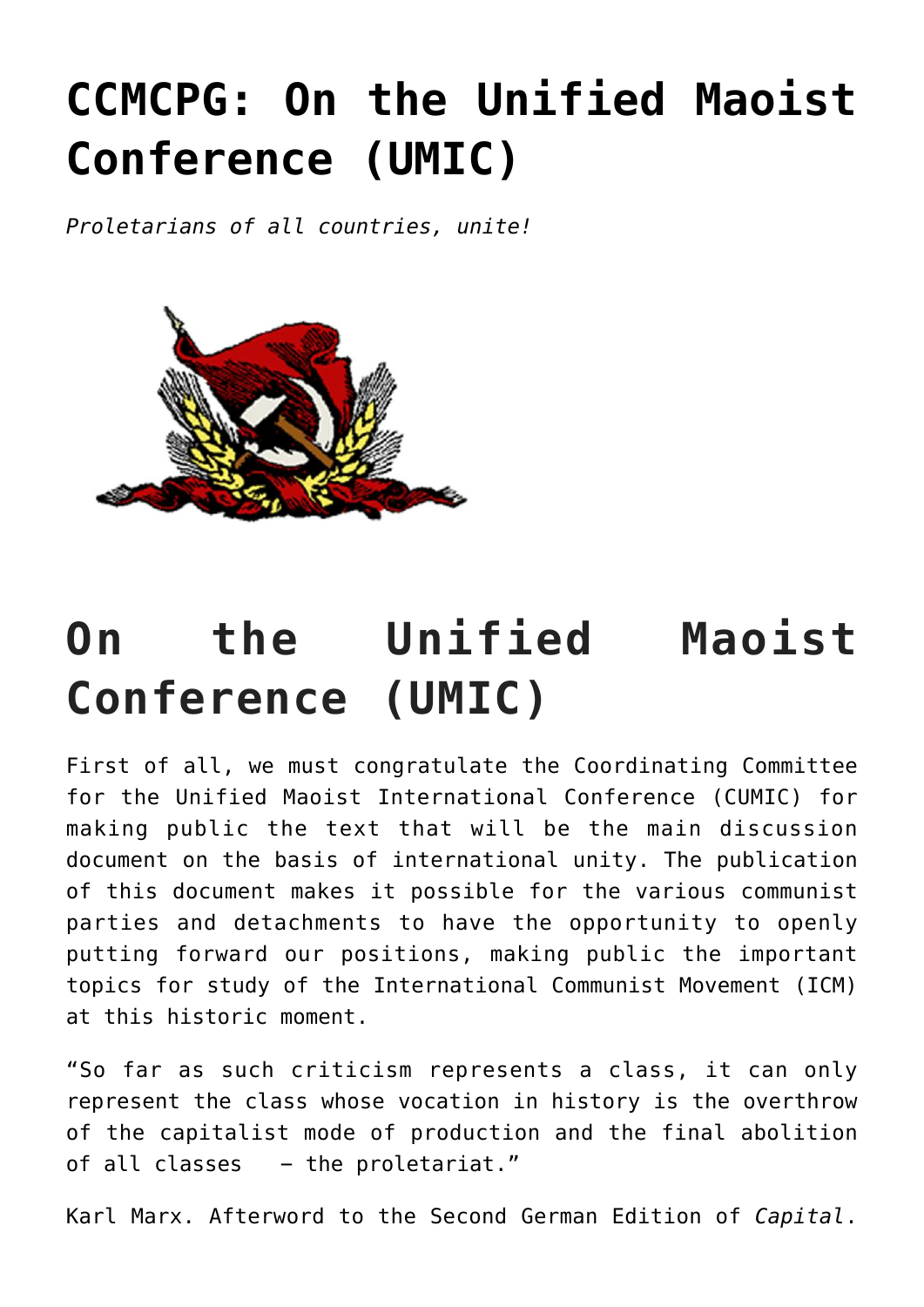# CCMCPG: On the Unified Maoist Conference (UMIC)

*Proletarians of all countries, unite!*

# On the Unified Maoist Conference (UMIC)

First of all, we must congratulate the Coordinating Committee for the Unified Maoist International Conference (CUMIC) for making public the text that will be the main discussion document on the basis of international unity. The publication of this document makes it possible for the various communist parties and detachments to have the opportunity to openly putting forward our positions, making public the important topics for study of the International Communist Movement (ICM) at this historic moment.

"So far as such criticism represents a class, it can only represent the class whose vocation in history is the overthrow of the capitalist mode of production and the final abolition of all classes – the proletariat."

Karl Marx. Afterword to the Second German Edition of *Capital*.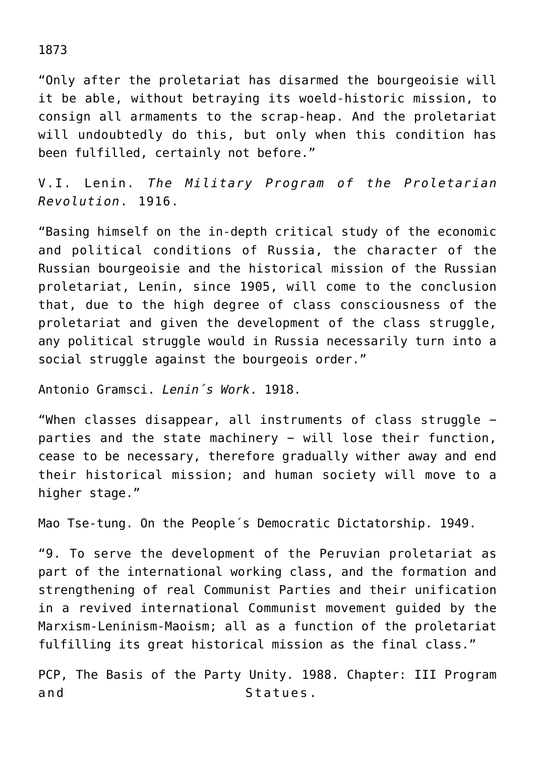1873

“Only after the proletariat has disarmed the bourgeoisie will it be able, without betraying its woeld-historic mission, to consign all armaments to the scrap-heap. And the proletariat will undoubtedly do this, but only when this condition has been fulfilled, certainly not before.”

V.I. Lenin. *The Military Program of the Proletarian Revolution*. 1916.

“Basing himself on the in-depth critical study of the economic and political conditions of Russia, the character of the Russian bourgeoisie and the historical mission of the Russian proletariat, Lenin, since 1905, will come to the conclusion that, due to the high degree of class consciousness of the proletariat and given the development of the class struggle, any political struggle would in Russia necessarily turn into a social struggle against the bourgeois order.”

Antonio Gramsci. *Lenin´s Work*. 1918.

“When classes disappear, all instruments of class struggle – parties and the state machinery – will lose their function, cease to be necessary, therefore gradually wither away and end their historical mission; and human society will move to a higher stage.”

Mao Tse-tung. On the People´s Democratic Dictatorship. 1949.

“9. To serve the development of the Peruvian proletariat as part of the international working class, and the formation and strengthening of real Communist Parties and their unification in a revived international Communist movement guided by the Marxism-Leninism-Maoism; all as a function of the proletariat fulfilling its great historical mission as the final class.”

PCP, The Basis of the Party Unity. 1988. Chapter: III Program and Statues.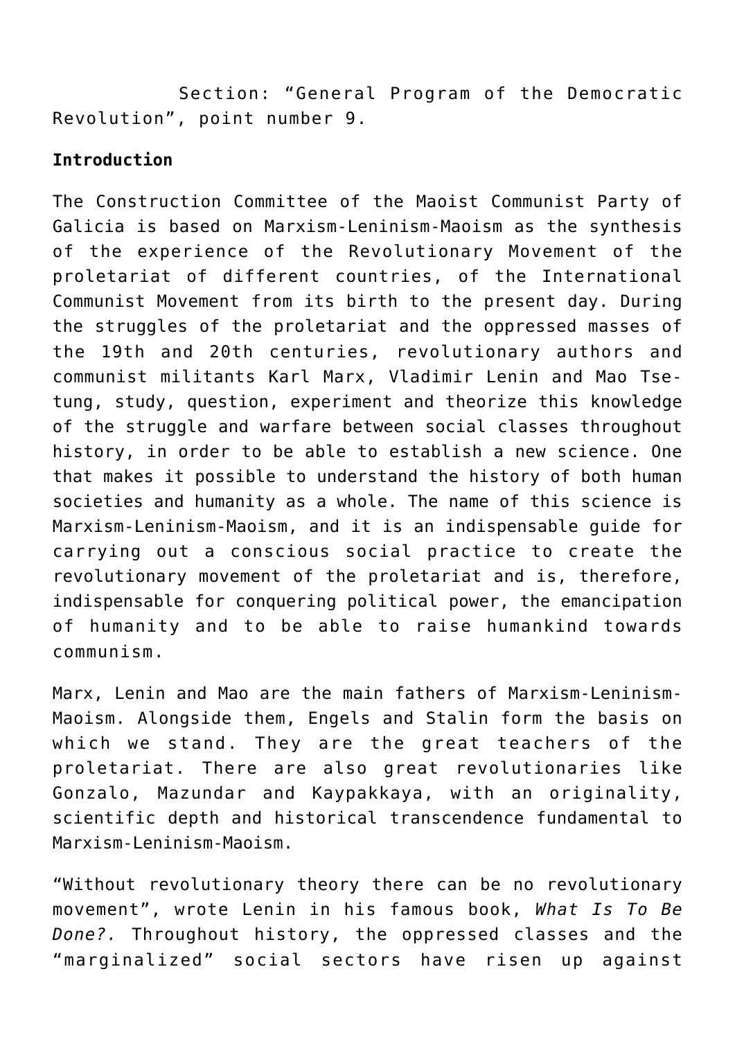Section: "General Program of the Democratic Revolution", point number 9.

**Introduction**

The Construction Committee of the Maoist Communist Party of Galicia is based on Marxism-Leninism-Maoism as the synthesis of the experience of the Revolutionary Movement of the proletariat of different countries, of the International Communist Movement from its birth to the present day. During the struggles of the proletariat and the oppressed masses of the 19th and 20th centuries, revolutionary authors and communist militants Karl Marx, Vladimir Lenin and Mao Tse-tung, study, question, experiment and theorize this knowledge of the struggle and warfare between social classes throughout history, in order to be able to establish a new science. One that makes it possible to understand the history of both human societies and humanity as a whole. The name of this science is Marxism-Leninism-Maoism, and it is an indispensable guide for carrying out a conscious social practice to create the revolutionary movement of the proletariat and is, therefore, indispensable for conquering political power, the emancipation of humanity and to be able to raise humankind towards communism.

Marx, Lenin and Mao are the main fathers of Marxism-Leninism-Maoism. Alongside them, Engels and Stalin form the basis on which we stand. They are the great teachers of the proletariat. There are also great revolutionaries like Gonzalo, Mazundar and Kaypakkaya, with an originality, scientific depth and historical transcendence fundamental to Marxism-Leninism-Maoism.

"Without revolutionary theory there can be no revolutionary movement", wrote Lenin in his famous book, *What Is To Be Done?.* Throughout history, the oppressed classes and the "marginalized" social sectors have risen up against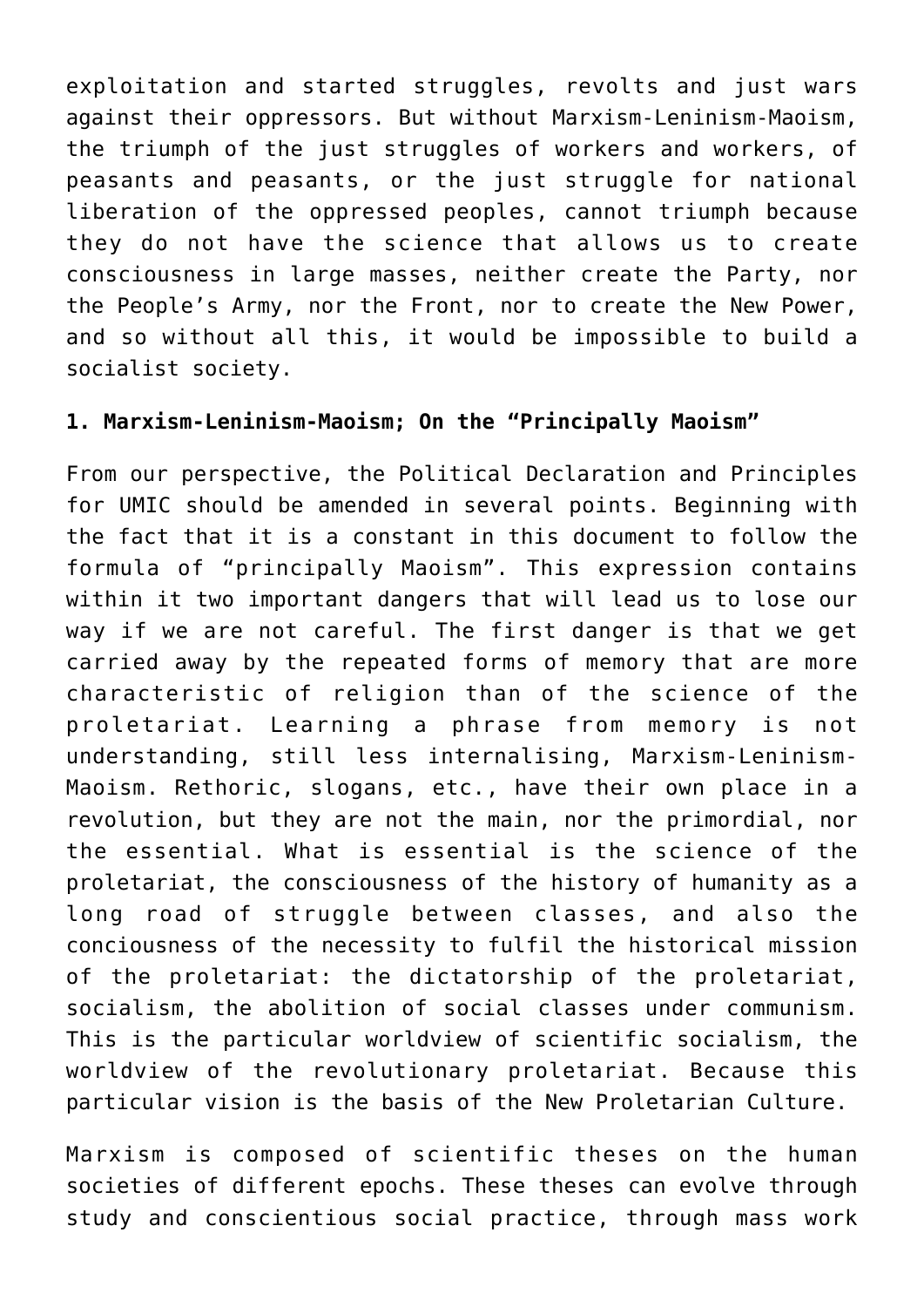exploitation and started struggles, revolts and just wars against their oppressors. But without Marxism-Leninism-Maoism, the triumph of the just struggles of workers and workers, of peasants and peasants, or the just struggle for national liberation of the oppressed peoples, cannot triumph because they do not have the science that allows us to create consciousness in large masses, neither create the Party, nor the People's Army, nor the Front, nor to create the New Power, and so without all this, it would be impossible to build a socialist society.

**1. Marxism-Leninism-Maoism; On the "Principally Maoism"**

From our perspective, the Political Declaration and Principles for UMIC should be amended in several points. Beginning with the fact that it is a constant in this document to follow the formula of "principally Maoism". This expression contains within it two important dangers that will lead us to lose our way if we are not careful. The first danger is that we get carried away by the repeated forms of memory that are more characteristic of religion than of the science of the proletariat. Learning a phrase from memory is not understanding, still less internalising, Marxism-Leninism-Maoism. Rethoric, slogans, etc., have their own place in a revolution, but they are not the main, nor the primordial, nor the essential. What is essential is the science of the proletariat, the consciousness of the history of humanity as a long road of struggle between classes, and also the conciousness of the necessity to fulfil the historical mission of the proletariat: the dictatorship of the proletariat, socialism, the abolition of social classes under communism. This is the particular worldview of scientific socialism, the worldview of the revolutionary proletariat. Because this particular vision is the basis of the New Proletarian Culture.

Marxism is composed of scientific theses on the human societies of different epochs. These theses can evolve through study and conscientious social practice, through mass work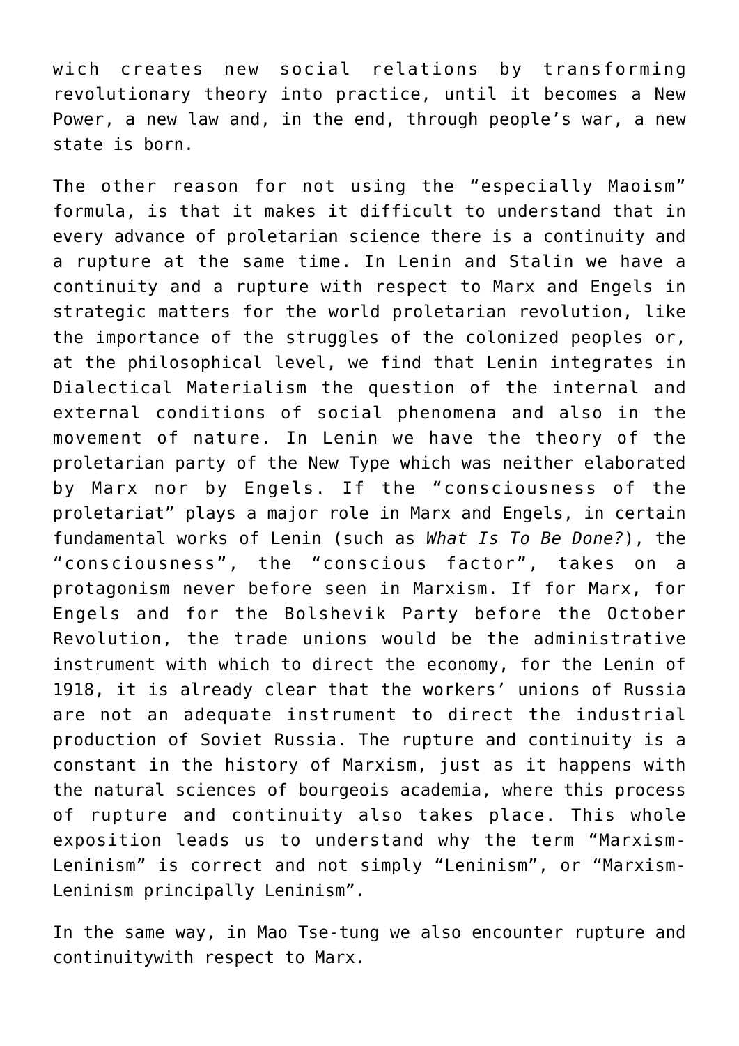wich creates new social relations by transforming revolutionary theory into practice, until it becomes a New Power, a new law and, in the end, through people's war, a new state is born.

The other reason for not using the "especially Maoism" formula, is that it makes it difficult to understand that in every advance of proletarian science there is a continuity and a rupture at the same time. In Lenin and Stalin we have a continuity and a rupture with respect to Marx and Engels in strategic matters for the world proletarian revolution, like the importance of the struggles of the colonized peoples or, at the philosophical level, we find that Lenin integrates in Dialectical Materialism the question of the internal and external conditions of social phenomena and also in the movement of nature. In Lenin we have the theory of the proletarian party of the New Type which was neither elaborated by Marx nor by Engels. If the "consciousness of the proletariat" plays a major role in Marx and Engels, in certain fundamental works of Lenin (such as *What Is To Be Done?*), the "consciousness", the "conscious factor", takes on a protagonism never before seen in Marxism. If for Marx, for Engels and for the Bolshevik Party before the October Revolution, the trade unions would be the administrative instrument with which to direct the economy, for the Lenin of 1918, it is already clear that the workers' unions of Russia are not an adequate instrument to direct the industrial production of Soviet Russia. The rupture and continuity is a constant in the history of Marxism, just as it happens with the natural sciences of bourgeois academia, where this process of rupture and continuity also takes place. This whole exposition leads us to understand why the term "Marxism-Leninism" is correct and not simply "Leninism", or "Marxism-Leninism principally Leninism".

In the same way, in Mao Tse-tung we also encounter rupture and continuitywith respect to Marx.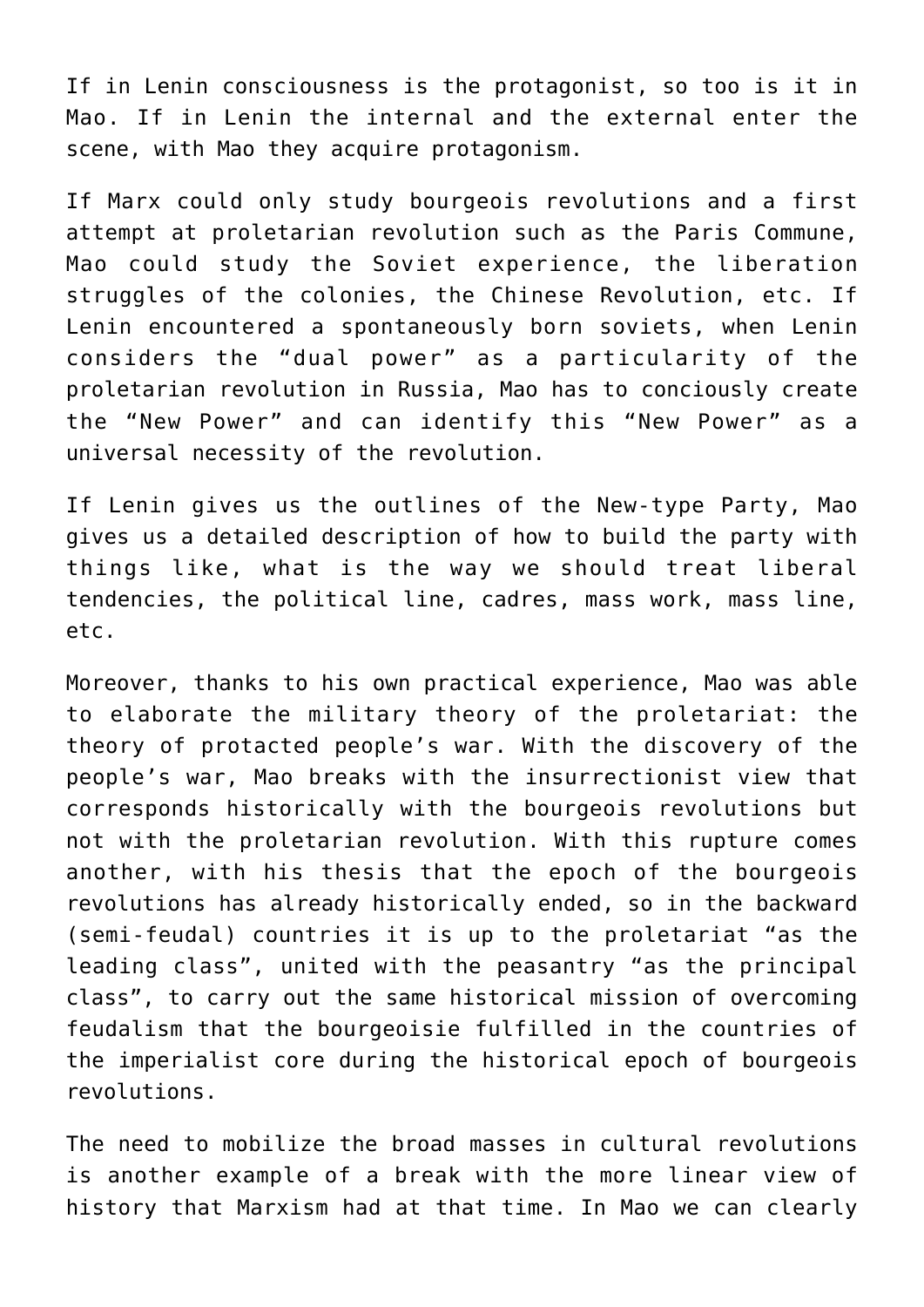If in Lenin consciousness is the protagonist, so too is it in Mao. If in Lenin the internal and the external enter the scene, with Mao they acquire protagonism.

If Marx could only study bourgeois revolutions and a first attempt at proletarian revolution such as the Paris Commune, Mao could study the Soviet experience, the liberation struggles of the colonies, the Chinese Revolution, etc. If Lenin encountered a spontaneously born soviets, when Lenin considers the "dual power" as a particularity of the proletarian revolution in Russia, Mao has to conciously create the "New Power" and can identify this "New Power" as a universal necessity of the revolution.

If Lenin gives us the outlines of the New-type Party, Mao gives us a detailed description of how to build the party with things like, what is the way we should treat liberal tendencies, the political line, cadres, mass work, mass line, etc.

Moreover, thanks to his own practical experience, Mao was able to elaborate the military theory of the proletariat: the theory of protacted people's war. With the discovery of the people's war, Mao breaks with the insurrectionist view that corresponds historically with the bourgeois revolutions but not with the proletarian revolution. With this rupture comes another, with his thesis that the epoch of the bourgeois revolutions has already historically ended, so in the backward (semi-feudal) countries it is up to the proletariat "as the leading class", united with the peasantry "as the principal class", to carry out the same historical mission of overcoming feudalism that the bourgeoisie fulfilled in the countries of the imperialist core during the historical epoch of bourgeois revolutions.

The need to mobilize the broad masses in cultural revolutions is another example of a break with the more linear view of history that Marxism had at that time. In Mao we can clearly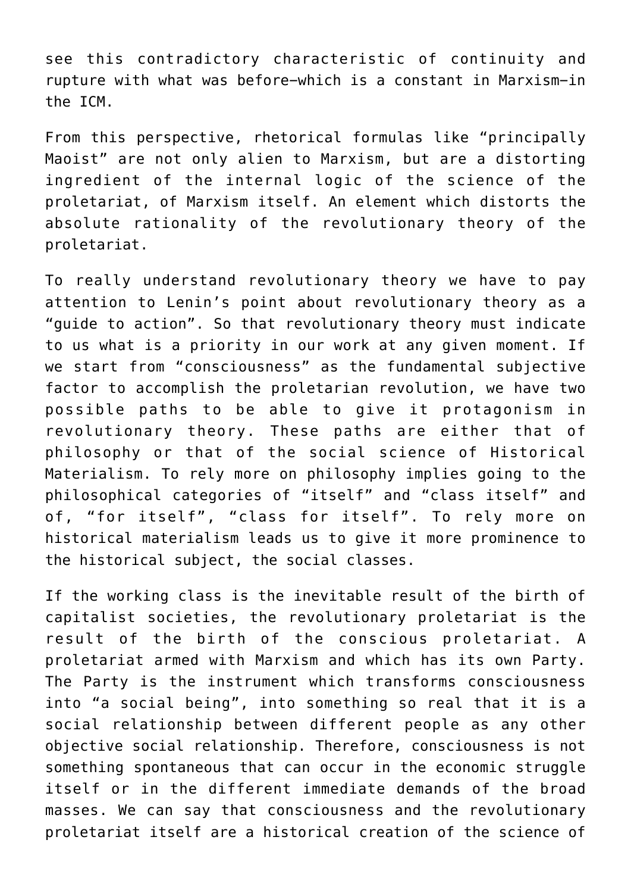see this contradictory characteristic of continuity and rupture with what was before—which is a constant in Marxism—in the ICM.

From this perspective, rhetorical formulas like “principally Maoist” are not only alien to Marxism, but are a distorting ingredient of the internal logic of the science of the proletariat, of Marxism itself. An element which distorts the absolute rationality of the revolutionary theory of the proletariat.

To really understand revolutionary theory we have to pay attention to Lenin’s point about revolutionary theory as a “guide to action”. So that revolutionary theory must indicate to us what is a priority in our work at any given moment. If we start from “consciousness” as the fundamental subjective factor to accomplish the proletarian revolution, we have two possible paths to be able to give it protagonism in revolutionary theory. These paths are either that of philosophy or that of the social science of Historical Materialism. To rely more on philosophy implies going to the philosophical categories of “itself” and “class itself” and of, “for itself”, “class for itself”. To rely more on historical materialism leads us to give it more prominence to the historical subject, the social classes.

If the working class is the inevitable result of the birth of capitalist societies, the revolutionary proletariat is the result of the birth of the conscious proletariat. A proletariat armed with Marxism and which has its own Party. The Party is the instrument which transforms consciousness into “a social being”, into something so real that it is a social relationship between different people as any other objective social relationship. Therefore, consciousness is not something spontaneous that can occur in the economic struggle itself or in the different immediate demands of the broad masses. We can say that consciousness and the revolutionary proletariat itself are a historical creation of the science of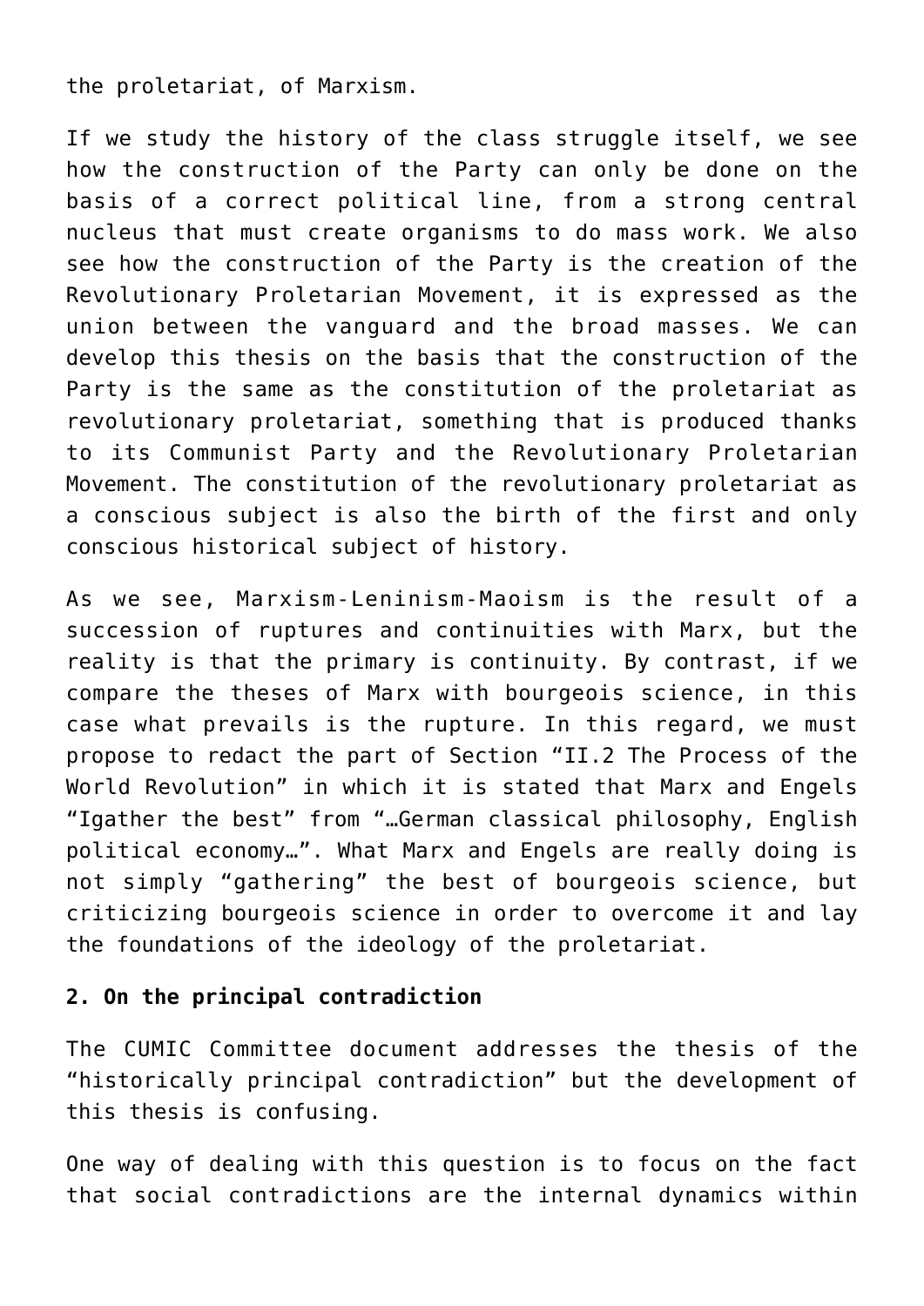the proletariat, of Marxism.

If we study the history of the class struggle itself, we see how the construction of the Party can only be done on the basis of a correct political line, from a strong central nucleus that must create organisms to do mass work. We also see how the construction of the Party is the creation of the Revolutionary Proletarian Movement, it is expressed as the union between the vanguard and the broad masses. We can develop this thesis on the basis that the construction of the Party is the same as the constitution of the proletariat as revolutionary proletariat, something that is produced thanks to its Communist Party and the Revolutionary Proletarian Movement. The constitution of the revolutionary proletariat as a conscious subject is also the birth of the first and only conscious historical subject of history.

As we see, Marxism-Leninism-Maoism is the result of a succession of ruptures and continuities with Marx, but the reality is that the primary is continuity. By contrast, if we compare the theses of Marx with bourgeois science, in this case what prevails is the rupture. In this regard, we must propose to redact the part of Section "II.2 The Process of the World Revolution" in which it is stated that Marx and Engels "Igather the best" from "…German classical philosophy, English political economy…". What Marx and Engels are really doing is not simply "gathering" the best of bourgeois science, but criticizing bourgeois science in order to overcome it and lay the foundations of the ideology of the proletariat.

**2. On the principal contradiction**

The CUMIC Committee document addresses the thesis of the "historically principal contradiction" but the development of this thesis is confusing.

One way of dealing with this question is to focus on the fact that social contradictions are the internal dynamics within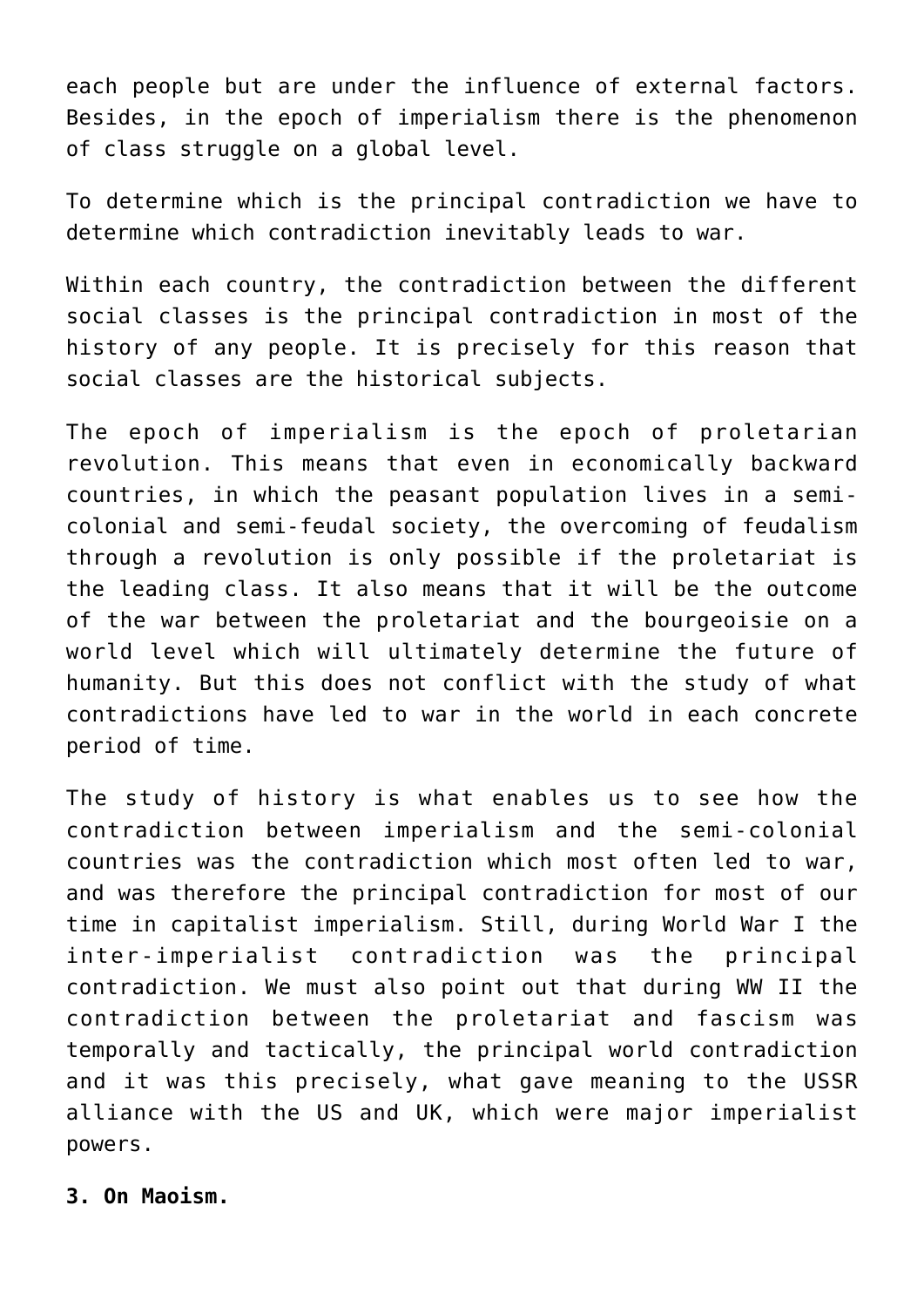each people but are under the influence of external factors. Besides, in the epoch of imperialism there is the phenomenon of class struggle on a global level.

To determine which is the principal contradiction we have to determine which contradiction inevitably leads to war.

Within each country, the contradiction between the different social classes is the principal contradiction in most of the history of any people. It is precisely for this reason that social classes are the historical subjects.

The epoch of imperialism is the epoch of proletarian revolution. This means that even in economically backward countries, in which the peasant population lives in a semi-colonial and semi-feudal society, the overcoming of feudalism through a revolution is only possible if the proletariat is the leading class. It also means that it will be the outcome of the war between the proletariat and the bourgeoisie on a world level which will ultimately determine the future of humanity. But this does not conflict with the study of what contradictions have led to war in the world in each concrete period of time.

The study of history is what enables us to see how the contradiction between imperialism and the semi-colonial countries was the contradiction which most often led to war, and was therefore the principal contradiction for most of our time in capitalist imperialism. Still, during World War I the inter-imperialist contradiction was the principal contradiction. We must also point out that during WW II the contradiction between the proletariat and fascism was temporally and tactically, the principal world contradiction and it was this precisely, what gave meaning to the USSR alliance with the US and UK, which were major imperialist powers.

**3. On Maoism.**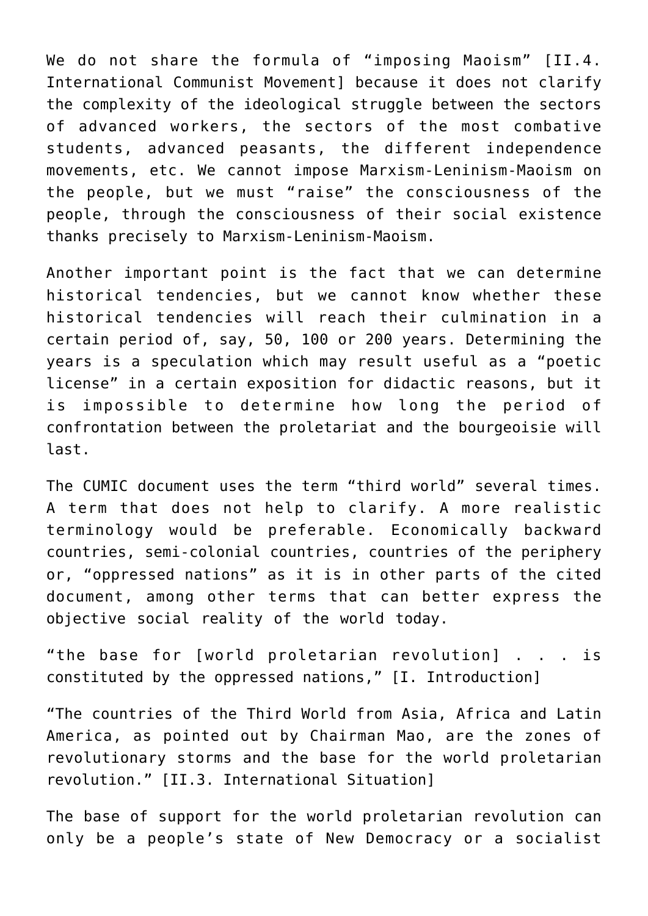We do not share the formula of "imposing Maoism" [II.4. International Communist Movement] because it does not clarify the complexity of the ideological struggle between the sectors of advanced workers, the sectors of the most combative students, advanced peasants, the different independence movements, etc. We cannot impose Marxism-Leninism-Maoism on the people, but we must "raise" the consciousness of the people, through the consciousness of their social existence thanks precisely to Marxism-Leninism-Maoism.

Another important point is the fact that we can determine historical tendencies, but we cannot know whether these historical tendencies will reach their culmination in a certain period of, say, 50, 100 or 200 years. Determining the years is a speculation which may result useful as a "poetic license" in a certain exposition for didactic reasons, but it is impossible to determine how long the period of confrontation between the proletariat and the bourgeoisie will last.

The CUMIC document uses the term "third world" several times. A term that does not help to clarify. A more realistic terminology would be preferable. Economically backward countries, semi-colonial countries, countries of the periphery or, "oppressed nations" as it is in other parts of the cited document, among other terms that can better express the objective social reality of the world today.

"the base for [world proletarian revolution] . . . is constituted by the oppressed nations," [I. Introduction]

"The countries of the Third World from Asia, Africa and Latin America, as pointed out by Chairman Mao, are the zones of revolutionary storms and the base for the world proletarian revolution." [II.3. International Situation]

The base of support for the world proletarian revolution can only be a people's state of New Democracy or a socialist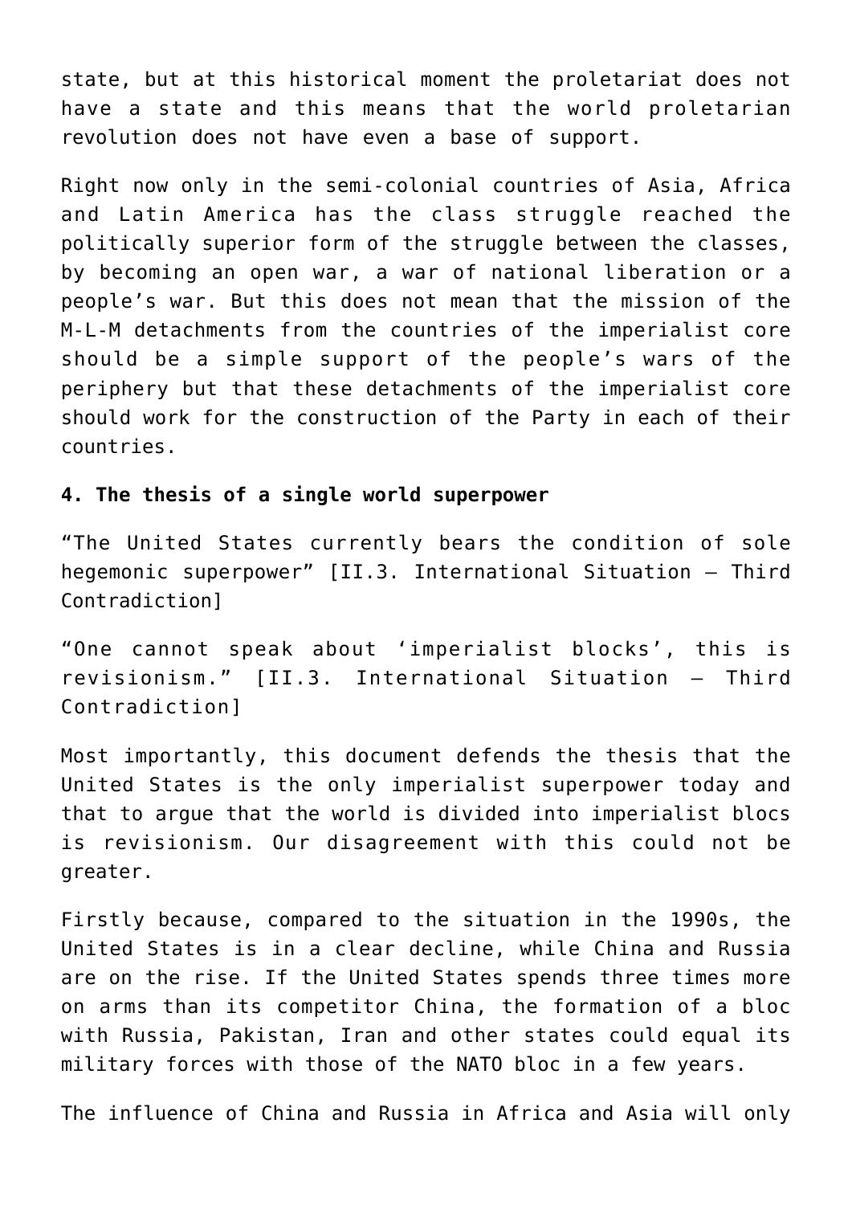state, but at this historical moment the proletariat does not have a state and this means that the world proletarian revolution does not have even a base of support.

Right now only in the semi-colonial countries of Asia, Africa and Latin America has the class struggle reached the politically superior form of the struggle between the classes, by becoming an open war, a war of national liberation or a people's war. But this does not mean that the mission of the M-L-M detachments from the countries of the imperialist core should be a simple support of the people's wars of the periphery but that these detachments of the imperialist core should work for the construction of the Party in each of their countries.

**4. The thesis of a single world superpower**

"The United States currently bears the condition of sole hegemonic superpower" [II.3. International Situation – Third Contradiction]

"One cannot speak about 'imperialist blocks', this is revisionism." [II.3. International Situation – Third Contradiction]

Most importantly, this document defends the thesis that the United States is the only imperialist superpower today and that to argue that the world is divided into imperialist blocs is revisionism. Our disagreement with this could not be greater.

Firstly because, compared to the situation in the 1990s, the United States is in a clear decline, while China and Russia are on the rise. If the United States spends three times more on arms than its competitor China, the formation of a bloc with Russia, Pakistan, Iran and other states could equal its military forces with those of the NATO bloc in a few years.

The influence of China and Russia in Africa and Asia will only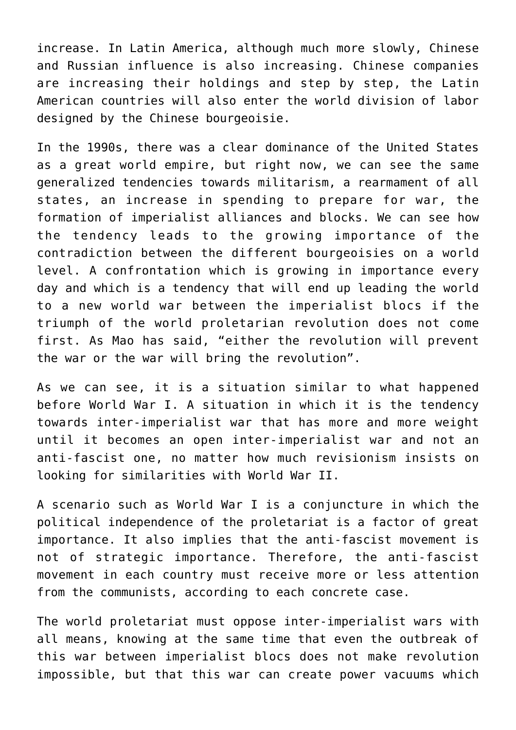increase. In Latin America, although much more slowly, Chinese and Russian influence is also increasing. Chinese companies are increasing their holdings and step by step, the Latin American countries will also enter the world division of labor designed by the Chinese bourgeoisie.

In the 1990s, there was a clear dominance of the United States as a great world empire, but right now, we can see the same generalized tendencies towards militarism, a rearmament of all states, an increase in spending to prepare for war, the formation of imperialist alliances and blocks. We can see how the tendency leads to the growing importance of the contradiction between the different bourgeoisies on a world level. A confrontation which is growing in importance every day and which is a tendency that will end up leading the world to a new world war between the imperialist blocs if the triumph of the world proletarian revolution does not come first. As Mao has said, "either the revolution will prevent the war or the war will bring the revolution".

As we can see, it is a situation similar to what happened before World War I. A situation in which it is the tendency towards inter-imperialist war that has more and more weight until it becomes an open inter-imperialist war and not an anti-fascist one, no matter how much revisionism insists on looking for similarities with World War II.

A scenario such as World War I is a conjuncture in which the political independence of the proletariat is a factor of great importance. It also implies that the anti-fascist movement is not of strategic importance. Therefore, the anti-fascist movement in each country must receive more or less attention from the communists, according to each concrete case.

The world proletariat must oppose inter-imperialist wars with all means, knowing at the same time that even the outbreak of this war between imperialist blocs does not make revolution impossible, but that this war can create power vacuums which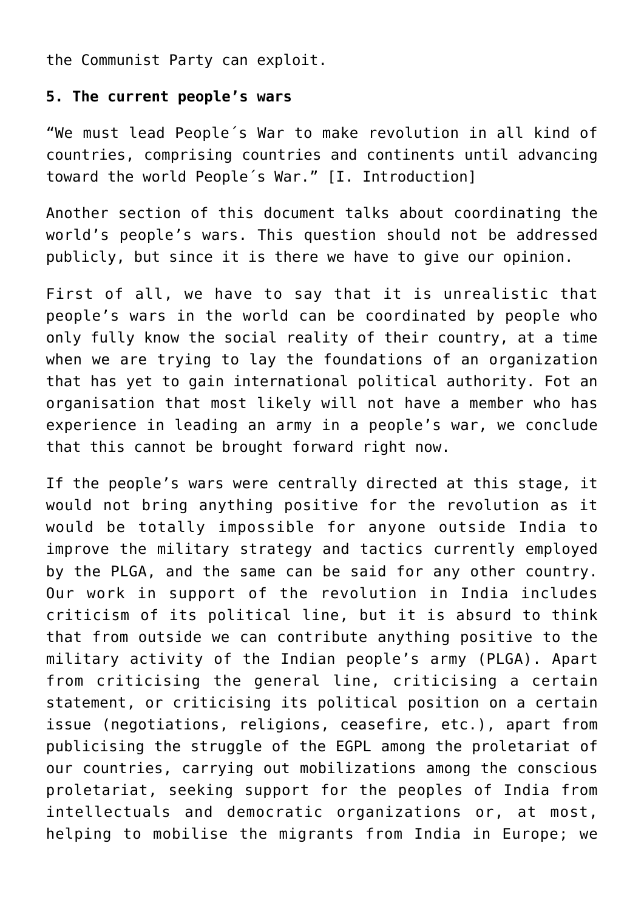the Communist Party can exploit.

**5. The current people's wars**

"We must lead People´s War to make revolution in all kind of countries, comprising countries and continents until advancing toward the world People´s War." [I. Introduction]

Another section of this document talks about coordinating the world's people's wars. This question should not be addressed publicly, but since it is there we have to give our opinion.

First of all, we have to say that it is unrealistic that people's wars in the world can be coordinated by people who only fully know the social reality of their country, at a time when we are trying to lay the foundations of an organization that has yet to gain international political authority. Fot an organisation that most likely will not have a member who has experience in leading an army in a people's war, we conclude that this cannot be brought forward right now.

If the people's wars were centrally directed at this stage, it would not bring anything positive for the revolution as it would be totally impossible for anyone outside India to improve the military strategy and tactics currently employed by the PLGA, and the same can be said for any other country. Our work in support of the revolution in India includes criticism of its political line, but it is absurd to think that from outside we can contribute anything positive to the military activity of the Indian people's army (PLGA). Apart from criticising the general line, criticising a certain statement, or criticising its political position on a certain issue (negotiations, religions, ceasefire, etc.), apart from publicising the struggle of the EGPL among the proletariat of our countries, carrying out mobilizations among the conscious proletariat, seeking support for the peoples of India from intellectuals and democratic organizations or, at most, helping to mobilise the migrants from India in Europe; we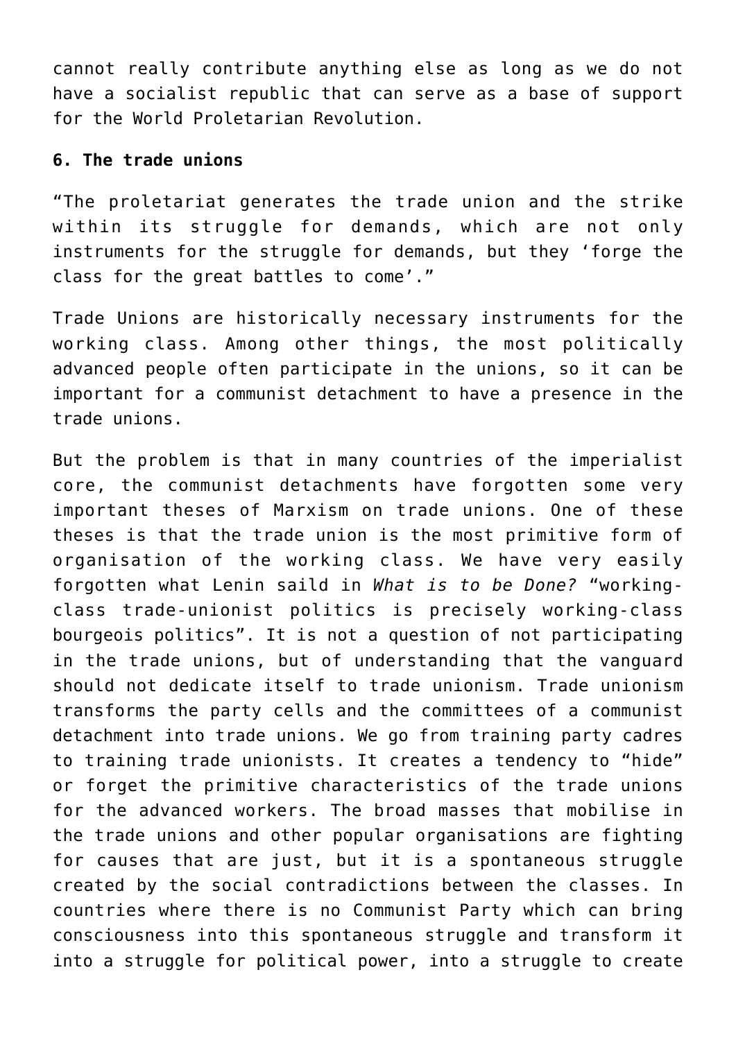cannot really contribute anything else as long as we do not have a socialist republic that can serve as a base of support for the World Proletarian Revolution.

**6. The trade unions**

"The proletariat generates the trade union and the strike within its struggle for demands, which are not only instruments for the struggle for demands, but they 'forge the class for the great battles to come'."

Trade Unions are historically necessary instruments for the working class. Among other things, the most politically advanced people often participate in the unions, so it can be important for a communist detachment to have a presence in the trade unions.

But the problem is that in many countries of the imperialist core, the communist detachments have forgotten some very important theses of Marxism on trade unions. One of these theses is that the trade union is the most primitive form of organisation of the working class. We have very easily forgotten what Lenin saild in *What is to be Done?* "working-class trade-unionist politics is precisely working-class bourgeois politics". It is not a question of not participating in the trade unions, but of understanding that the vanguard should not dedicate itself to trade unionism. Trade unionism transforms the party cells and the committees of a communist detachment into trade unions. We go from training party cadres to training trade unionists. It creates a tendency to "hide" or forget the primitive characteristics of the trade unions for the advanced workers. The broad masses that mobilise in the trade unions and other popular organisations are fighting for causes that are just, but it is a spontaneous struggle created by the social contradictions between the classes. In countries where there is no Communist Party which can bring consciousness into this spontaneous struggle and transform it into a struggle for political power, into a struggle to create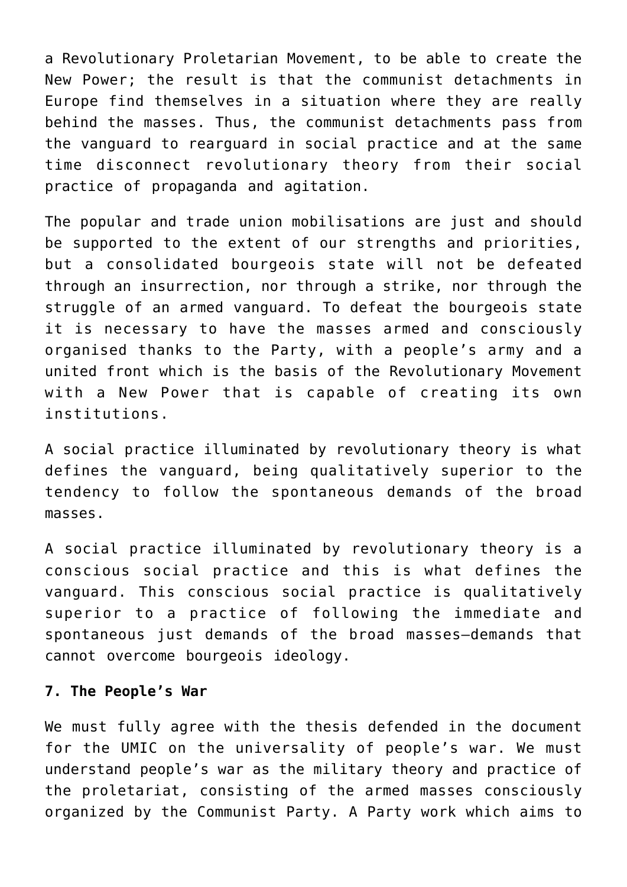a Revolutionary Proletarian Movement, to be able to create the New Power; the result is that the communist detachments in Europe find themselves in a situation where they are really behind the masses. Thus, the communist detachments pass from the vanguard to rearguard in social practice and at the same time disconnect revolutionary theory from their social practice of propaganda and agitation.

The popular and trade union mobilisations are just and should be supported to the extent of our strengths and priorities, but a consolidated bourgeois state will not be defeated through an insurrection, nor through a strike, nor through the struggle of an armed vanguard. To defeat the bourgeois state it is necessary to have the masses armed and consciously organised thanks to the Party, with a people's army and a united front which is the basis of the Revolutionary Movement with a New Power that is capable of creating its own institutions.

A social practice illuminated by revolutionary theory is what defines the vanguard, being qualitatively superior to the tendency to follow the spontaneous demands of the broad masses.

A social practice illuminated by revolutionary theory is a conscious social practice and this is what defines the vanguard. This conscious social practice is qualitatively superior to a practice of following the immediate and spontaneous just demands of the broad masses—demands that cannot overcome bourgeois ideology.

**7. The People's War**

We must fully agree with the thesis defended in the document for the UMIC on the universality of people's war. We must understand people's war as the military theory and practice of the proletariat, consisting of the armed masses consciously organized by the Communist Party. A Party work which aims to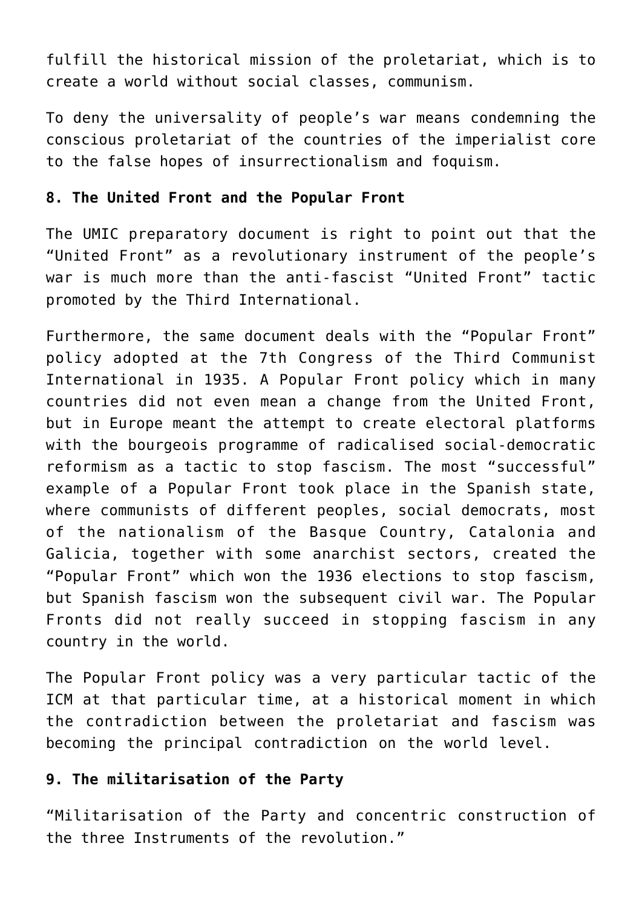fulfill the historical mission of the proletariat, which is to create a world without social classes, communism.

To deny the universality of people's war means condemning the conscious proletariat of the countries of the imperialist core to the false hopes of insurrectionalism and foquism.

**8. The United Front and the Popular Front**

The UMIC preparatory document is right to point out that the "United Front" as a revolutionary instrument of the people's war is much more than the anti-fascist "United Front" tactic promoted by the Third International.

Furthermore, the same document deals with the "Popular Front" policy adopted at the 7th Congress of the Third Communist International in 1935. A Popular Front policy which in many countries did not even mean a change from the United Front, but in Europe meant the attempt to create electoral platforms with the bourgeois programme of radicalised social-democratic reformism as a tactic to stop fascism. The most "successful" example of a Popular Front took place in the Spanish state, where communists of different peoples, social democrats, most of the nationalism of the Basque Country, Catalonia and Galicia, together with some anarchist sectors, created the "Popular Front" which won the 1936 elections to stop fascism, but Spanish fascism won the subsequent civil war. The Popular Fronts did not really succeed in stopping fascism in any country in the world.

The Popular Front policy was a very particular tactic of the ICM at that particular time, at a historical moment in which the contradiction between the proletariat and fascism was becoming the principal contradiction on the world level.

**9. The militarisation of the Party**

"Militarisation of the Party and concentric construction of the three Instruments of the revolution."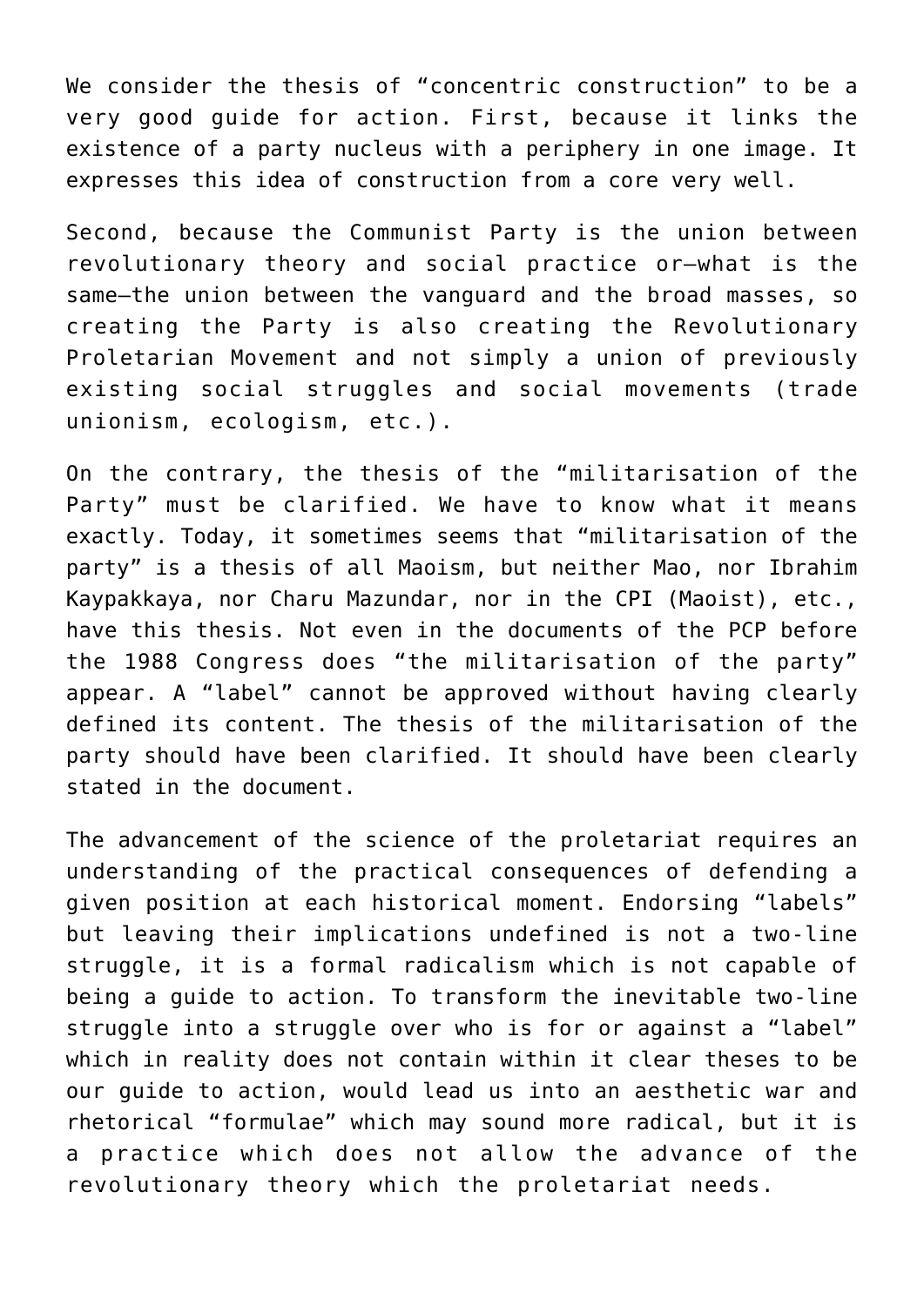We consider the thesis of “concentric construction” to be a very good guide for action. First, because it links the existence of a party nucleus with a periphery in one image. It expresses this idea of construction from a core very well.

Second, because the Communist Party is the union between revolutionary theory and social practice or—what is the same—the union between the vanguard and the broad masses, so creating the Party is also creating the Revolutionary Proletarian Movement and not simply a union of previously existing social struggles and social movements (trade unionism, ecologism, etc.).

On the contrary, the thesis of the “militarisation of the Party” must be clarified. We have to know what it means exactly. Today, it sometimes seems that “militarisation of the party” is a thesis of all Maoism, but neither Mao, nor Ibrahim Kaypakkaya, nor Charu Mazundar, nor in the CPI (Maoist), etc., have this thesis. Not even in the documents of the PCP before the 1988 Congress does “the militarisation of the party” appear. A “label” cannot be approved without having clearly defined its content. The thesis of the militarisation of the party should have been clarified. It should have been clearly stated in the document.

The advancement of the science of the proletariat requires an understanding of the practical consequences of defending a given position at each historical moment. Endorsing “labels” but leaving their implications undefined is not a two-line struggle, it is a formal radicalism which is not capable of being a guide to action. To transform the inevitable two-line struggle into a struggle over who is for or against a “label” which in reality does not contain within it clear theses to be our guide to action, would lead us into an aesthetic war and rhetorical “formulae” which may sound more radical, but it is a practice which does not allow the advance of the revolutionary theory which the proletariat needs.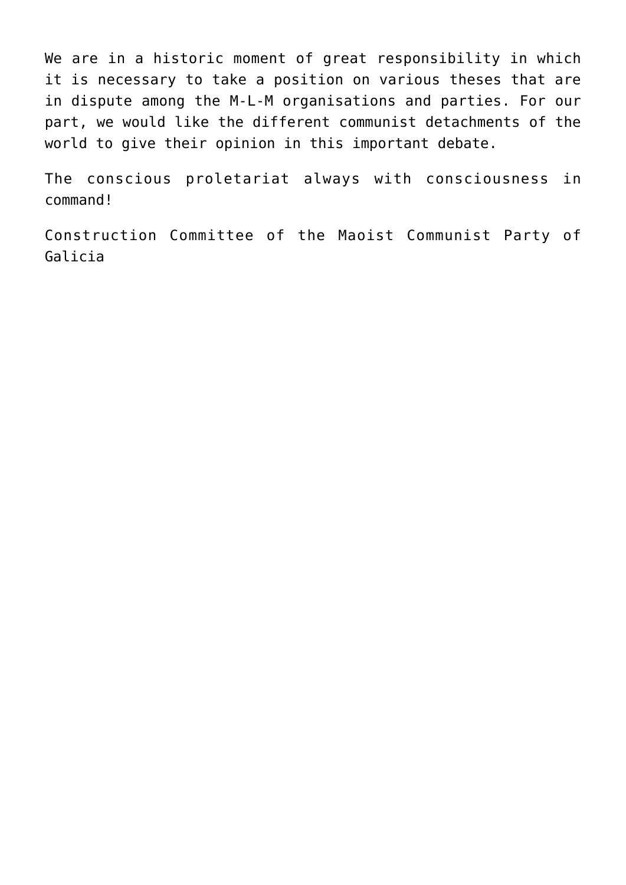We are in a historic moment of great responsibility in which it is necessary to take a position on various theses that are in dispute among the M-L-M organisations and parties. For our part, we would like the different communist detachments of the world to give their opinion in this important debate.

The conscious proletariat always with consciousness in command!

Construction Committee of the Maoist Communist Party of Galicia